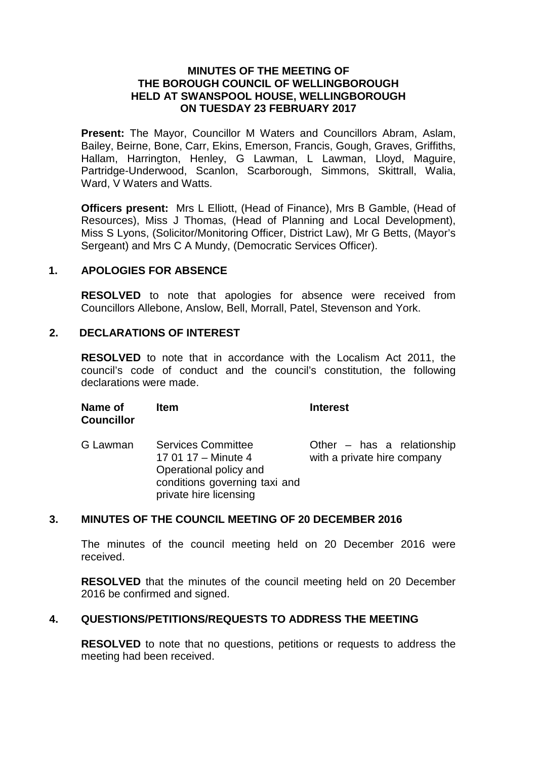# MINUTES OF THE MEETING OF THE BOROUGH COUNCIL OF WELLINGBOROUGH HELD AT SWANSPOOL HOUSE, WELLINGBOROUGH ON TUESDAY 23 FEBRUARY 2017

**Present:** The Mayor, Councillor M Waters and Councillors Abram, Aslam, Bailey, Beirne, Bone, Carr, Ekins, Emerson, Francis, Gough, Graves, Griffiths, Hallam, Harrington, Henley, G Lawman, L Lawman, Lloyd, Maguire, Partridge-Underwood, Scanlon, Scarborough, Simmons, Skittrall, Walia, Ward, V Waters and Watts.

**Officers present:** Mrs L Elliott, (Head of Finance), Mrs B Gamble, (Head of Resources), Miss J Thomas, (Head of Planning and Local Development), Miss S Lyons, (Solicitor/Monitoring Officer, District Law), Mr G Betts, (Mayor's Sergeant) and Mrs C A Mundy, (Democratic Services Officer).

## 1. APOLOGIES FOR ABSENCE

**RESOLVED** to note that apologies for absence were received from Councillors Allebone, Anslow, Bell, Morrall, Patel, Stevenson and York.

## 2. DECLARATIONS OF INTEREST

**RESOLVED** to note that in accordance with the Localism Act 2011, the council's code of conduct and the council's constitution, the following declarations were made.

| Name of Councillor | Item | Interest |
|---|---|---|
| G Lawman | Services Committee 17 01 17 – Minute 4 Operational policy and conditions governing taxi and private hire licensing | Other – has a relationship with a private hire company |

## 3. MINUTES OF THE COUNCIL MEETING OF 20 DECEMBER 2016

The minutes of the council meeting held on 20 December 2016 were received.

**RESOLVED** that the minutes of the council meeting held on 20 December 2016 be confirmed and signed.

## 4. QUESTIONS/PETITIONS/REQUESTS TO ADDRESS THE MEETING

**RESOLVED** to note that no questions, petitions or requests to address the meeting had been received.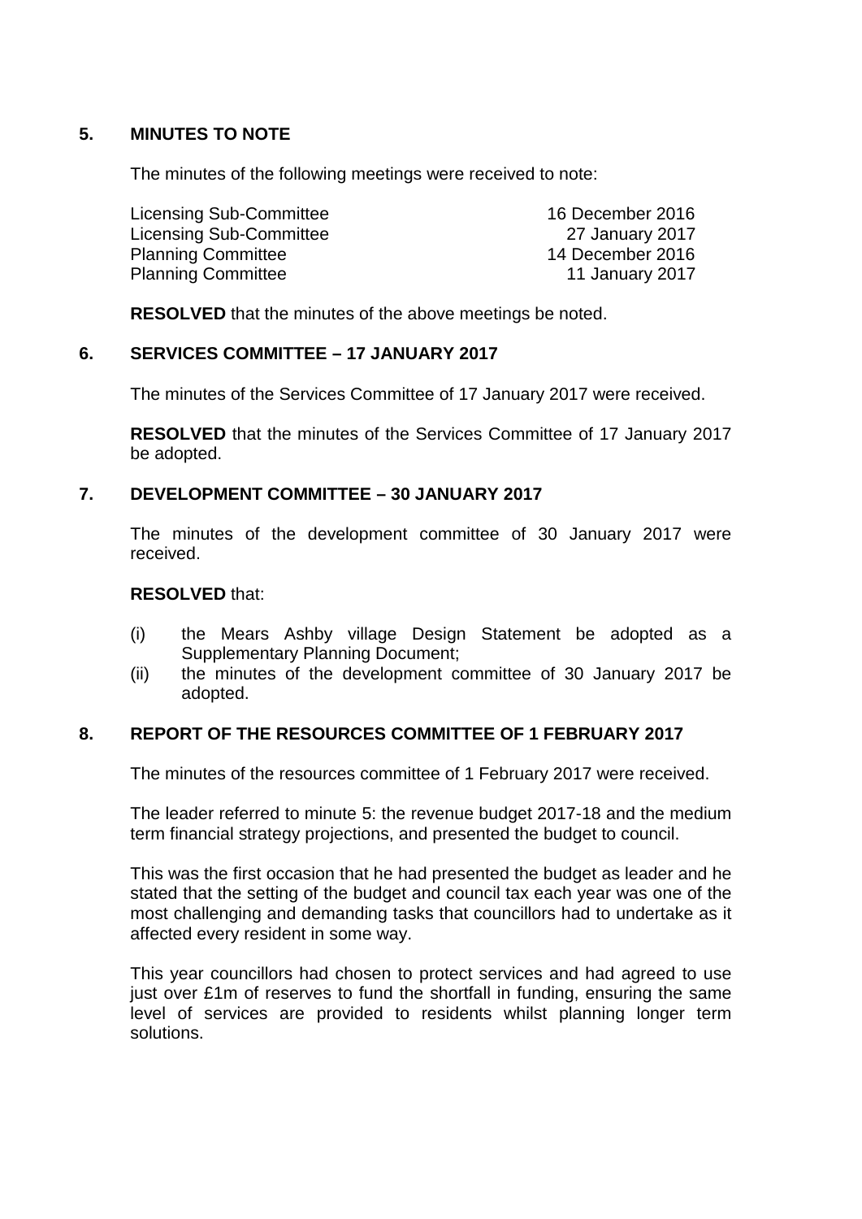## 5. MINUTES TO NOTE

The minutes of the following meetings were received to note:

| | |
|---|---|
| Licensing Sub-Committee | 16 December 2016 |
| Licensing Sub-Committee | 27 January 2017 |
| Planning Committee | 14 December 2016 |
| Planning Committee | 11 January 2017 |

**RESOLVED** that the minutes of the above meetings be noted.

## 6. SERVICES COMMITTEE – 17 JANUARY 2017

The minutes of the Services Committee of 17 January 2017 were received.

**RESOLVED** that the minutes of the Services Committee of 17 January 2017 be adopted.

## 7. DEVELOPMENT COMMITTEE – 30 JANUARY 2017

The minutes of the development committee of 30 January 2017 were received.

**RESOLVED** that:

(i) the Mears Ashby village Design Statement be adopted as a Supplementary Planning Document;

(ii) the minutes of the development committee of 30 January 2017 be adopted.

## 8. REPORT OF THE RESOURCES COMMITTEE OF 1 FEBRUARY 2017

The minutes of the resources committee of 1 February 2017 were received.

The leader referred to minute 5: the revenue budget 2017-18 and the medium term financial strategy projections, and presented the budget to council.

This was the first occasion that he had presented the budget as leader and he stated that the setting of the budget and council tax each year was one of the most challenging and demanding tasks that councillors had to undertake as it affected every resident in some way.

This year councillors had chosen to protect services and had agreed to use just over £1m of reserves to fund the shortfall in funding, ensuring the same level of services are provided to residents whilst planning longer term solutions.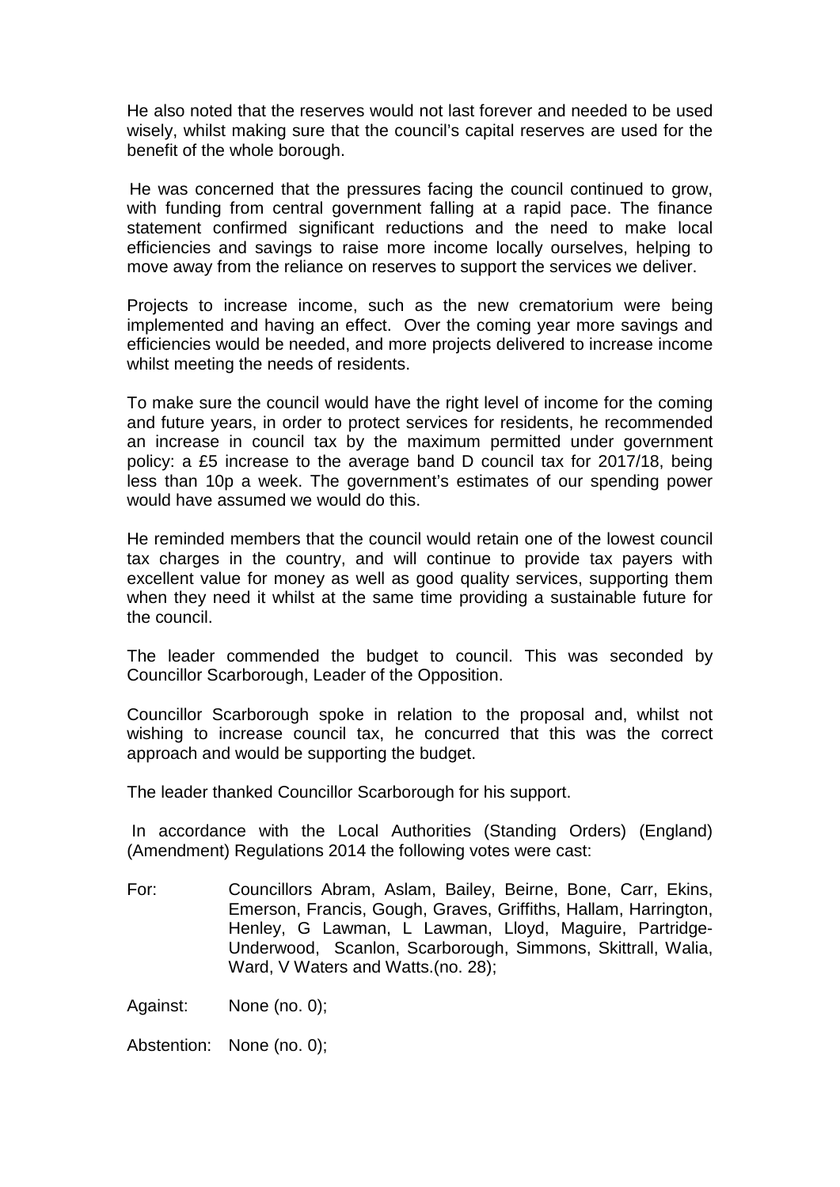He also noted that the reserves would not last forever and needed to be used wisely, whilst making sure that the council's capital reserves are used for the benefit of the whole borough.

He was concerned that the pressures facing the council continued to grow, with funding from central government falling at a rapid pace. The finance statement confirmed significant reductions and the need to make local efficiencies and savings to raise more income locally ourselves, helping to move away from the reliance on reserves to support the services we deliver.

Projects to increase income, such as the new crematorium were being implemented and having an effect. Over the coming year more savings and efficiencies would be needed, and more projects delivered to increase income whilst meeting the needs of residents.

To make sure the council would have the right level of income for the coming and future years, in order to protect services for residents, he recommended an increase in council tax by the maximum permitted under government policy: a £5 increase to the average band D council tax for 2017/18, being less than 10p a week. The government's estimates of our spending power would have assumed we would do this.

He reminded members that the council would retain one of the lowest council tax charges in the country, and will continue to provide tax payers with excellent value for money as well as good quality services, supporting them when they need it whilst at the same time providing a sustainable future for the council.

The leader commended the budget to council. This was seconded by Councillor Scarborough, Leader of the Opposition.

Councillor Scarborough spoke in relation to the proposal and, whilst not wishing to increase council tax, he concurred that this was the correct approach and would be supporting the budget.

The leader thanked Councillor Scarborough for his support.

In accordance with the Local Authorities (Standing Orders) (England) (Amendment) Regulations 2014 the following votes were cast:

For: Councillors Abram, Aslam, Bailey, Beirne, Bone, Carr, Ekins, Emerson, Francis, Gough, Graves, Griffiths, Hallam, Harrington, Henley, G Lawman, L Lawman, Lloyd, Maguire, Partridge-Underwood, Scanlon, Scarborough, Simmons, Skittrall, Walia, Ward, V Waters and Watts.(no. 28);

Against: None (no. 0);

Abstention: None (no. 0);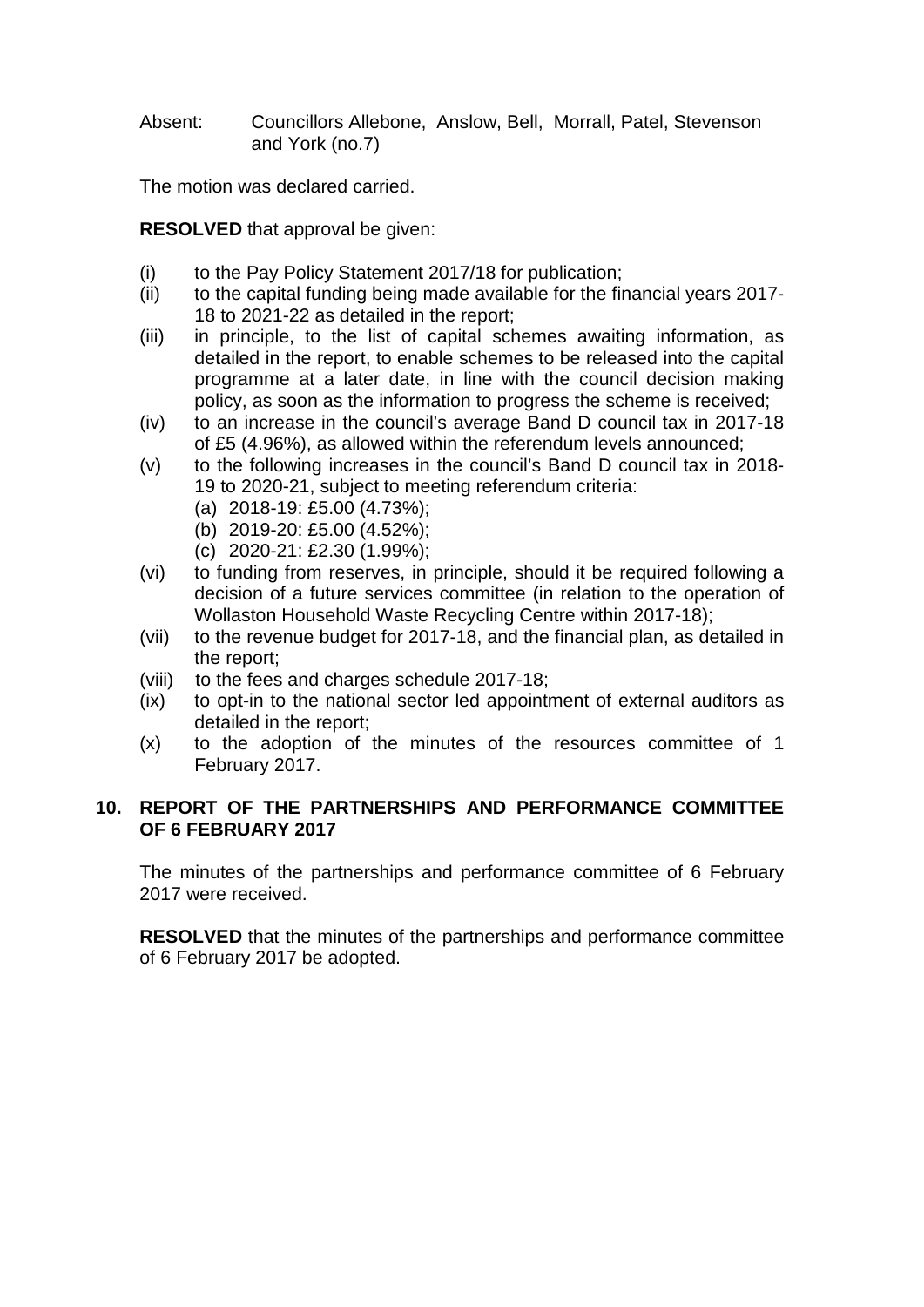Absent: Councillors Allebone, Anslow, Bell, Morrall, Patel, Stevenson and York (no.7)

The motion was declared carried.

**RESOLVED** that approval be given:

(i) to the Pay Policy Statement 2017/18 for publication;

(ii) to the capital funding being made available for the financial years 2017-18 to 2021-22 as detailed in the report;

(iii) in principle, to the list of capital schemes awaiting information, as detailed in the report, to enable schemes to be released into the capital programme at a later date, in line with the council decision making policy, as soon as the information to progress the scheme is received;

(iv) to an increase in the council's average Band D council tax in 2017-18 of £5 (4.96%), as allowed within the referendum levels announced;

(v) to the following increases in the council's Band D council tax in 2018-19 to 2020-21, subject to meeting referendum criteria:

  (a) 2018-19: £5.00 (4.73%);
  (b) 2019-20: £5.00 (4.52%);
  (c) 2020-21: £2.30 (1.99%);

(vi) to funding from reserves, in principle, should it be required following a decision of a future services committee (in relation to the operation of Wollaston Household Waste Recycling Centre within 2017-18);

(vii) to the revenue budget for 2017-18, and the financial plan, as detailed in the report;

(viii) to the fees and charges schedule 2017-18;

(ix) to opt-in to the national sector led appointment of external auditors as detailed in the report;

(x) to the adoption of the minutes of the resources committee of 1 February 2017.

## 10. REPORT OF THE PARTNERSHIPS AND PERFORMANCE COMMITTEE OF 6 FEBRUARY 2017

The minutes of the partnerships and performance committee of 6 February 2017 were received.

**RESOLVED** that the minutes of the partnerships and performance committee of 6 February 2017 be adopted.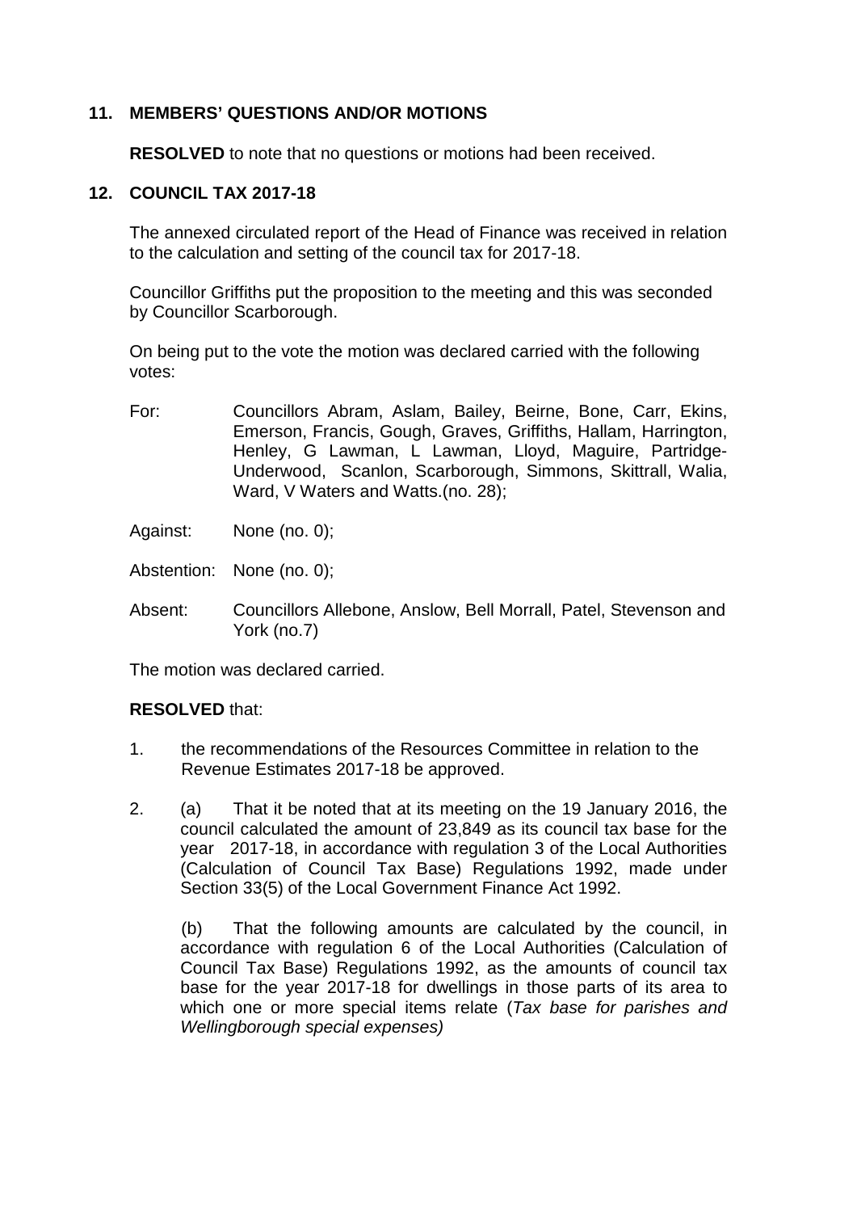## 11. MEMBERS' QUESTIONS AND/OR MOTIONS

**RESOLVED** to note that no questions or motions had been received.

## 12. COUNCIL TAX 2017-18

The annexed circulated report of the Head of Finance was received in relation to the calculation and setting of the council tax for 2017-18.

Councillor Griffiths put the proposition to the meeting and this was seconded by Councillor Scarborough.

On being put to the vote the motion was declared carried with the following votes:

For: Councillors Abram, Aslam, Bailey, Beirne, Bone, Carr, Ekins, Emerson, Francis, Gough, Graves, Griffiths, Hallam, Harrington, Henley, G Lawman, L Lawman, Lloyd, Maguire, Partridge-Underwood, Scanlon, Scarborough, Simmons, Skittrall, Walia, Ward, V Waters and Watts.(no. 28);

Against: None (no. 0);

Abstention: None (no. 0);

Absent: Councillors Allebone, Anslow, Bell Morrall, Patel, Stevenson and York (no.7)

The motion was declared carried.

**RESOLVED** that:

1. the recommendations of the Resources Committee in relation to the Revenue Estimates 2017-18 be approved.

2. (a) That it be noted that at its meeting on the 19 January 2016, the council calculated the amount of 23,849 as its council tax base for the year 2017-18, in accordance with regulation 3 of the Local Authorities (Calculation of Council Tax Base) Regulations 1992, made under Section 33(5) of the Local Government Finance Act 1992.

   (b) That the following amounts are calculated by the council, in accordance with regulation 6 of the Local Authorities (Calculation of Council Tax Base) Regulations 1992, as the amounts of council tax base for the year 2017-18 for dwellings in those parts of its area to which one or more special items relate (*Tax base for parishes and Wellingborough special expenses)*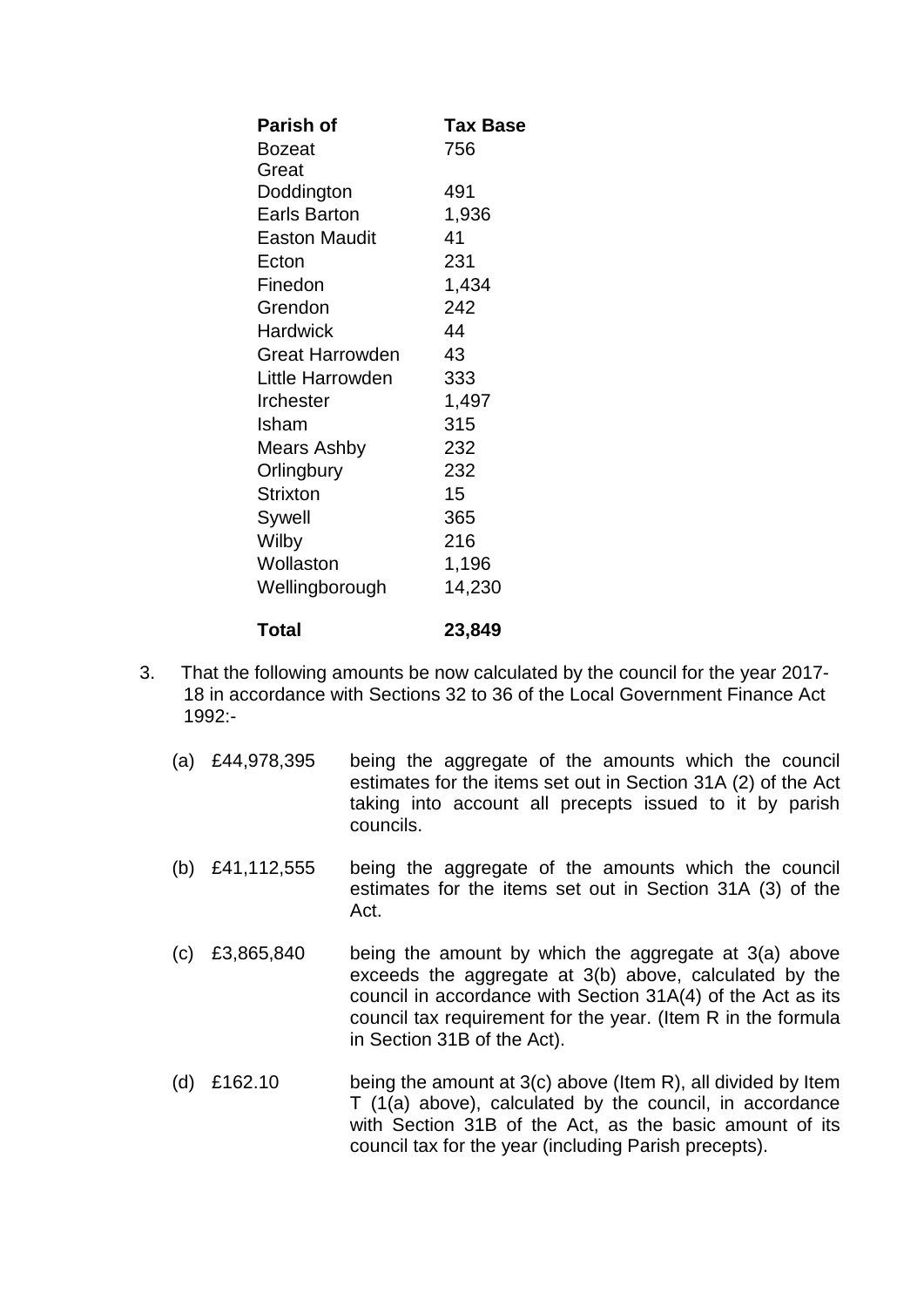| Parish of | Tax Base |
|---|---|
| Bozeat | 756 |
| Great Doddington | 491 |
| Earls Barton | 1,936 |
| Easton Maudit | 41 |
| Ecton | 231 |
| Finedon | 1,434 |
| Grendon | 242 |
| Hardwick | 44 |
| Great Harrowden | 43 |
| Little Harrowden | 333 |
| Irchester | 1,497 |
| Isham | 315 |
| Mears Ashby | 232 |
| Orlingbury | 232 |
| Strixton | 15 |
| Sywell | 365 |
| Wilby | 216 |
| Wollaston | 1,196 |
| Wellingborough | 14,230 |
| **Total** | **23,849** |

3. That the following amounts be now calculated by the council for the year 2017-18 in accordance with Sections 32 to 36 of the Local Government Finance Act 1992:-

   (a) £44,978,395 being the aggregate of the amounts which the council estimates for the items set out in Section 31A (2) of the Act taking into account all precepts issued to it by parish councils.

   (b) £41,112,555 being the aggregate of the amounts which the council estimates for the items set out in Section 31A (3) of the Act.

   (c) £3,865,840 being the amount by which the aggregate at 3(a) above exceeds the aggregate at 3(b) above, calculated by the council in accordance with Section 31A(4) of the Act as its council tax requirement for the year. (Item R in the formula in Section 31B of the Act).

   (d) £162.10 being the amount at 3(c) above (Item R), all divided by Item T (1(a) above), calculated by the council, in accordance with Section 31B of the Act, as the basic amount of its council tax for the year (including Parish precepts).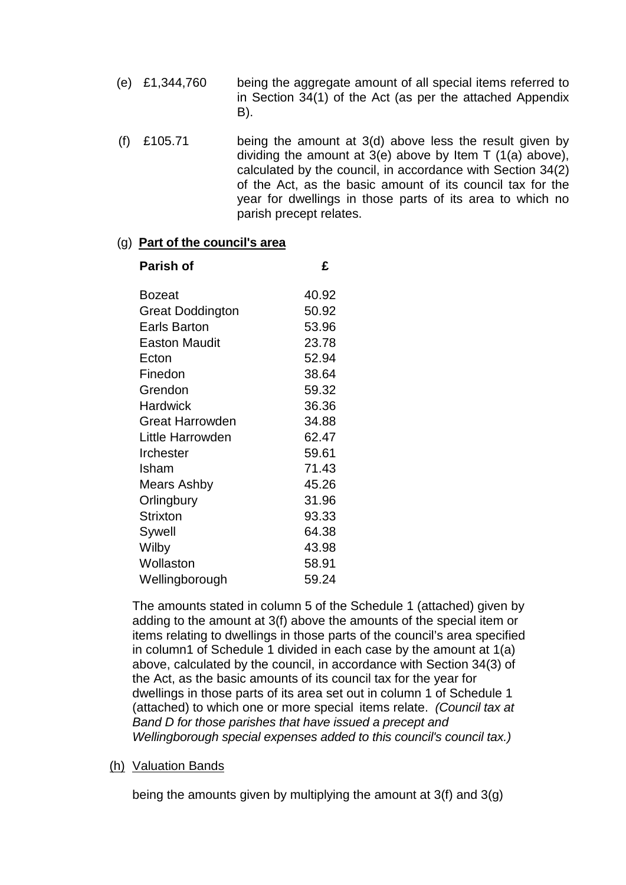(e) £1,344,760 being the aggregate amount of all special items referred to in Section 34(1) of the Act (as per the attached Appendix B).

(f) £105.71 being the amount at 3(d) above less the result given by dividing the amount at 3(e) above by Item T (1(a) above), calculated by the council, in accordance with Section 34(2) of the Act, as the basic amount of its council tax for the year for dwellings in those parts of its area to which no parish precept relates.

(g) **Part of the council's area**

| Parish of | £ |
|---|---|
| Bozeat | 40.92 |
| Great Doddington | 50.92 |
| Earls Barton | 53.96 |
| Easton Maudit | 23.78 |
| Ecton | 52.94 |
| Finedon | 38.64 |
| Grendon | 59.32 |
| Hardwick | 36.36 |
| Great Harrowden | 34.88 |
| Little Harrowden | 62.47 |
| Irchester | 59.61 |
| Isham | 71.43 |
| Mears Ashby | 45.26 |
| Orlingbury | 31.96 |
| Strixton | 93.33 |
| Sywell | 64.38 |
| Wilby | 43.98 |
| Wollaston | 58.91 |
| Wellingborough | 59.24 |

The amounts stated in column 5 of the Schedule 1 (attached) given by adding to the amount at 3(f) above the amounts of the special item or items relating to dwellings in those parts of the council's area specified in column1 of Schedule 1 divided in each case by the amount at 1(a) above, calculated by the council, in accordance with Section 34(3) of the Act, as the basic amounts of its council tax for the year for dwellings in those parts of its area set out in column 1 of Schedule 1 (attached) to which one or more special items relate. *(Council tax at Band D for those parishes that have issued a precept and Wellingborough special expenses added to this council's council tax.)*

(h) Valuation Bands

being the amounts given by multiplying the amount at 3(f) and 3(g)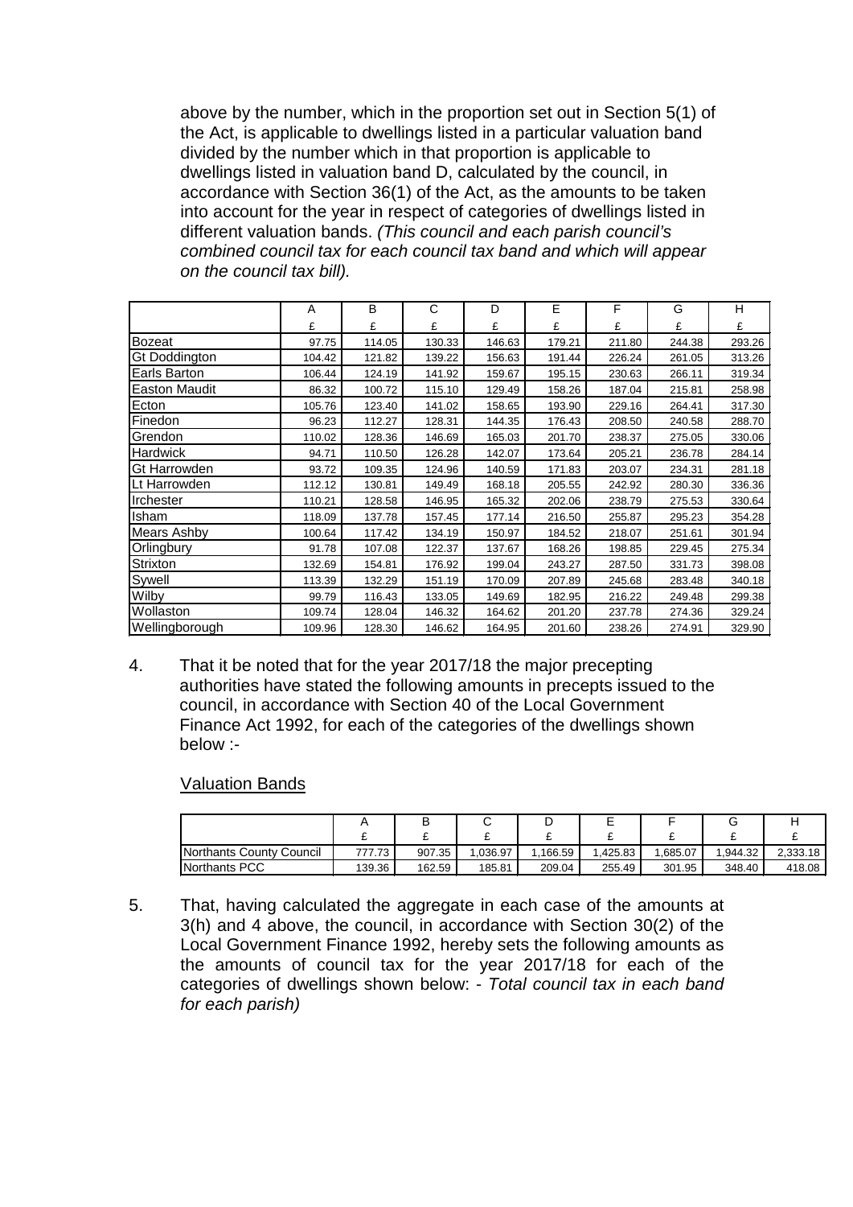above by the number, which in the proportion set out in Section 5(1) of the Act, is applicable to dwellings listed in a particular valuation band divided by the number which in that proportion is applicable to dwellings listed in valuation band D, calculated by the council, in accordance with Section 36(1) of the Act, as the amounts to be taken into account for the year in respect of categories of dwellings listed in different valuation bands. *(This council and each parish council's combined council tax for each council tax band and which will appear on the council tax bill).*

| | A | B | C | D | E | F | G | H |
|---|---|---|---|---|---|---|---|---|
| | £ | £ | £ | £ | £ | £ | £ | £ |
| Bozeat | 97.75 | 114.05 | 130.33 | 146.63 | 179.21 | 211.80 | 244.38 | 293.26 |
| Gt Doddington | 104.42 | 121.82 | 139.22 | 156.63 | 191.44 | 226.24 | 261.05 | 313.26 |
| Earls Barton | 106.44 | 124.19 | 141.92 | 159.67 | 195.15 | 230.63 | 266.11 | 319.34 |
| Easton Maudit | 86.32 | 100.72 | 115.10 | 129.49 | 158.26 | 187.04 | 215.81 | 258.98 |
| Ecton | 105.76 | 123.40 | 141.02 | 158.65 | 193.90 | 229.16 | 264.41 | 317.30 |
| Finedon | 96.23 | 112.27 | 128.31 | 144.35 | 176.43 | 208.50 | 240.58 | 288.70 |
| Grendon | 110.02 | 128.36 | 146.69 | 165.03 | 201.70 | 238.37 | 275.05 | 330.06 |
| Hardwick | 94.71 | 110.50 | 126.28 | 142.07 | 173.64 | 205.21 | 236.78 | 284.14 |
| Gt Harrowden | 93.72 | 109.35 | 124.96 | 140.59 | 171.83 | 203.07 | 234.31 | 281.18 |
| Lt Harrowden | 112.12 | 130.81 | 149.49 | 168.18 | 205.55 | 242.92 | 280.30 | 336.36 |
| Irchester | 110.21 | 128.58 | 146.95 | 165.32 | 202.06 | 238.79 | 275.53 | 330.64 |
| Isham | 118.09 | 137.78 | 157.45 | 177.14 | 216.50 | 255.87 | 295.23 | 354.28 |
| Mears Ashby | 100.64 | 117.42 | 134.19 | 150.97 | 184.52 | 218.07 | 251.61 | 301.94 |
| Orlingbury | 91.78 | 107.08 | 122.37 | 137.67 | 168.26 | 198.85 | 229.45 | 275.34 |
| Strixton | 132.69 | 154.81 | 176.92 | 199.04 | 243.27 | 287.50 | 331.73 | 398.08 |
| Sywell | 113.39 | 132.29 | 151.19 | 170.09 | 207.89 | 245.68 | 283.48 | 340.18 |
| Wilby | 99.79 | 116.43 | 133.05 | 149.69 | 182.95 | 216.22 | 249.48 | 299.38 |
| Wollaston | 109.74 | 128.04 | 146.32 | 164.62 | 201.20 | 237.78 | 274.36 | 329.24 |
| Wellingborough | 109.96 | 128.30 | 146.62 | 164.95 | 201.60 | 238.26 | 274.91 | 329.90 |

4. That it be noted that for the year 2017/18 the major precepting authorities have stated the following amounts in precepts issued to the council, in accordance with Section 40 of the Local Government Finance Act 1992, for each of the categories of the dwellings shown below :-

   Valuation Bands

| | A | B | C | D | E | F | G | H |
|---|---|---|---|---|---|---|---|---|
| | £ | £ | £ | £ | £ | £ | £ | £ |
| Northants County Council | 777.73 | 907.35 | 1,036.97 | 1,166.59 | 1,425.83 | 1,685.07 | 1,944.32 | 2,333.18 |
| Northants PCC | 139.36 | 162.59 | 185.81 | 209.04 | 255.49 | 301.95 | 348.40 | 418.08 |

5. That, having calculated the aggregate in each case of the amounts at 3(h) and 4 above, the council, in accordance with Section 30(2) of the Local Government Finance 1992, hereby sets the following amounts as the amounts of council tax for the year 2017/18 for each of the categories of dwellings shown below: - *Total council tax in each band for each parish)*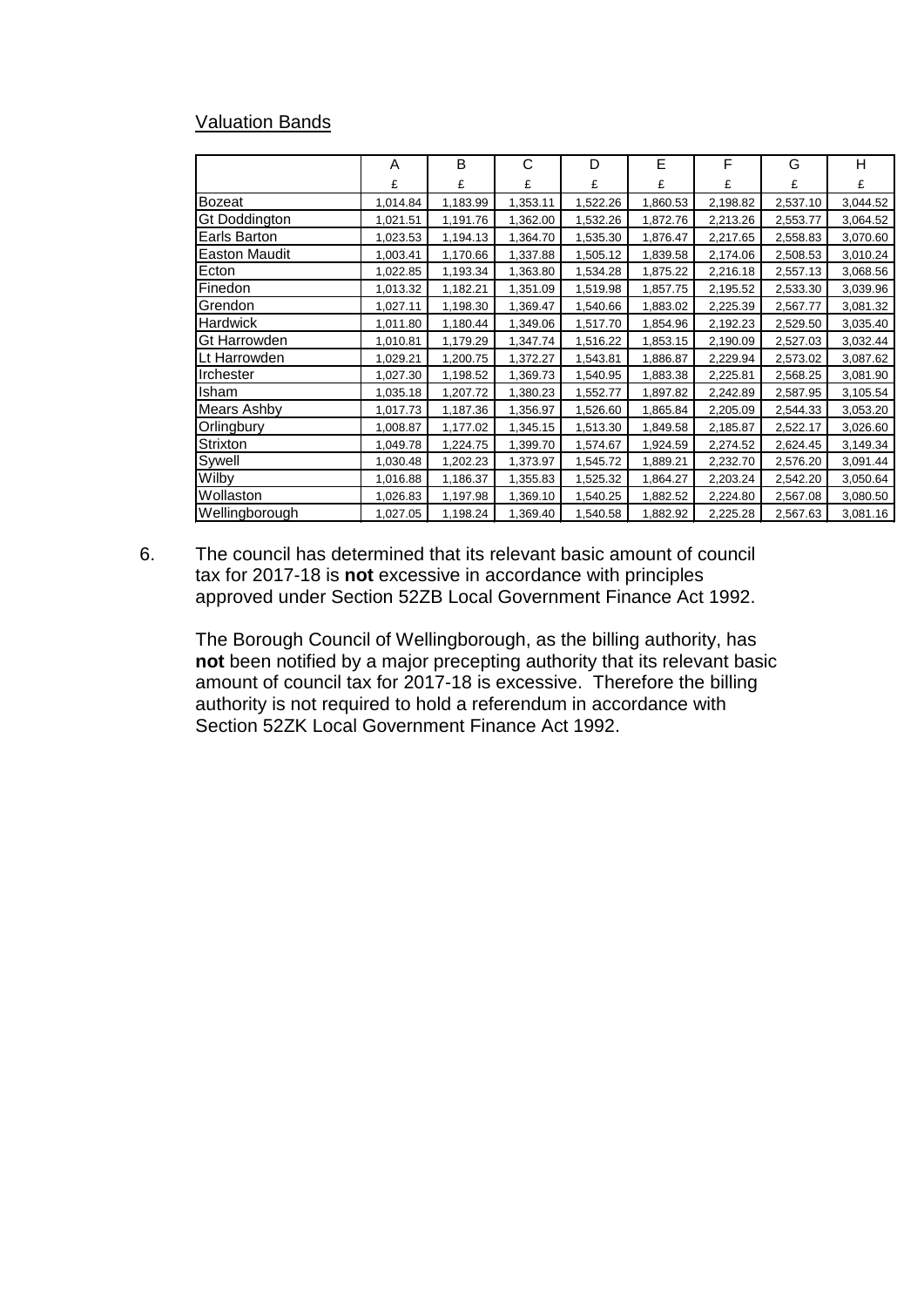Valuation Bands

| | A | B | C | D | E | F | G | H |
|---|---|---|---|---|---|---|---|---|
| | £ | £ | £ | £ | £ | £ | £ | £ |
| Bozeat | 1,014.84 | 1,183.99 | 1,353.11 | 1,522.26 | 1,860.53 | 2,198.82 | 2,537.10 | 3,044.52 |
| Gt Doddington | 1,021.51 | 1,191.76 | 1,362.00 | 1,532.26 | 1,872.76 | 2,213.26 | 2,553.77 | 3,064.52 |
| Earls Barton | 1,023.53 | 1,194.13 | 1,364.70 | 1,535.30 | 1,876.47 | 2,217.65 | 2,558.83 | 3,070.60 |
| Easton Maudit | 1,003.41 | 1,170.66 | 1,337.88 | 1,505.12 | 1,839.58 | 2,174.06 | 2,508.53 | 3,010.24 |
| Ecton | 1,022.85 | 1,193.34 | 1,363.80 | 1,534.28 | 1,875.22 | 2,216.18 | 2,557.13 | 3,068.56 |
| Finedon | 1,013.32 | 1,182.21 | 1,351.09 | 1,519.98 | 1,857.75 | 2,195.52 | 2,533.30 | 3,039.96 |
| Grendon | 1,027.11 | 1,198.30 | 1,369.47 | 1,540.66 | 1,883.02 | 2,225.39 | 2,567.77 | 3,081.32 |
| Hardwick | 1,011.80 | 1,180.44 | 1,349.06 | 1,517.70 | 1,854.96 | 2,192.23 | 2,529.50 | 3,035.40 |
| Gt Harrowden | 1,010.81 | 1,179.29 | 1,347.74 | 1,516.22 | 1,853.15 | 2,190.09 | 2,527.03 | 3,032.44 |
| Lt Harrowden | 1,029.21 | 1,200.75 | 1,372.27 | 1,543.81 | 1,886.87 | 2,229.94 | 2,573.02 | 3,087.62 |
| Irchester | 1,027.30 | 1,198.52 | 1,369.73 | 1,540.95 | 1,883.38 | 2,225.81 | 2,568.25 | 3,081.90 |
| Isham | 1,035.18 | 1,207.72 | 1,380.23 | 1,552.77 | 1,897.82 | 2,242.89 | 2,587.95 | 3,105.54 |
| Mears Ashby | 1,017.73 | 1,187.36 | 1,356.97 | 1,526.60 | 1,865.84 | 2,205.09 | 2,544.33 | 3,053.20 |
| Orlingbury | 1,008.87 | 1,177.02 | 1,345.15 | 1,513.30 | 1,849.58 | 2,185.87 | 2,522.17 | 3,026.60 |
| Strixton | 1,049.78 | 1,224.75 | 1,399.70 | 1,574.67 | 1,924.59 | 2,274.52 | 2,624.45 | 3,149.34 |
| Sywell | 1,030.48 | 1,202.23 | 1,373.97 | 1,545.72 | 1,889.21 | 2,232.70 | 2,576.20 | 3,091.44 |
| Wilby | 1,016.88 | 1,186.37 | 1,355.83 | 1,525.32 | 1,864.27 | 2,203.24 | 2,542.20 | 3,050.64 |
| Wollaston | 1,026.83 | 1,197.98 | 1,369.10 | 1,540.25 | 1,882.52 | 2,224.80 | 2,567.08 | 3,080.50 |
| Wellingborough | 1,027.05 | 1,198.24 | 1,369.40 | 1,540.58 | 1,882.92 | 2,225.28 | 2,567.63 | 3,081.16 |

6. The council has determined that its relevant basic amount of council tax for 2017-18 is **not** excessive in accordance with principles approved under Section 52ZB Local Government Finance Act 1992.

   The Borough Council of Wellingborough, as the billing authority, has **not** been notified by a major precepting authority that its relevant basic amount of council tax for 2017-18 is excessive. Therefore the billing authority is not required to hold a referendum in accordance with Section 52ZK Local Government Finance Act 1992.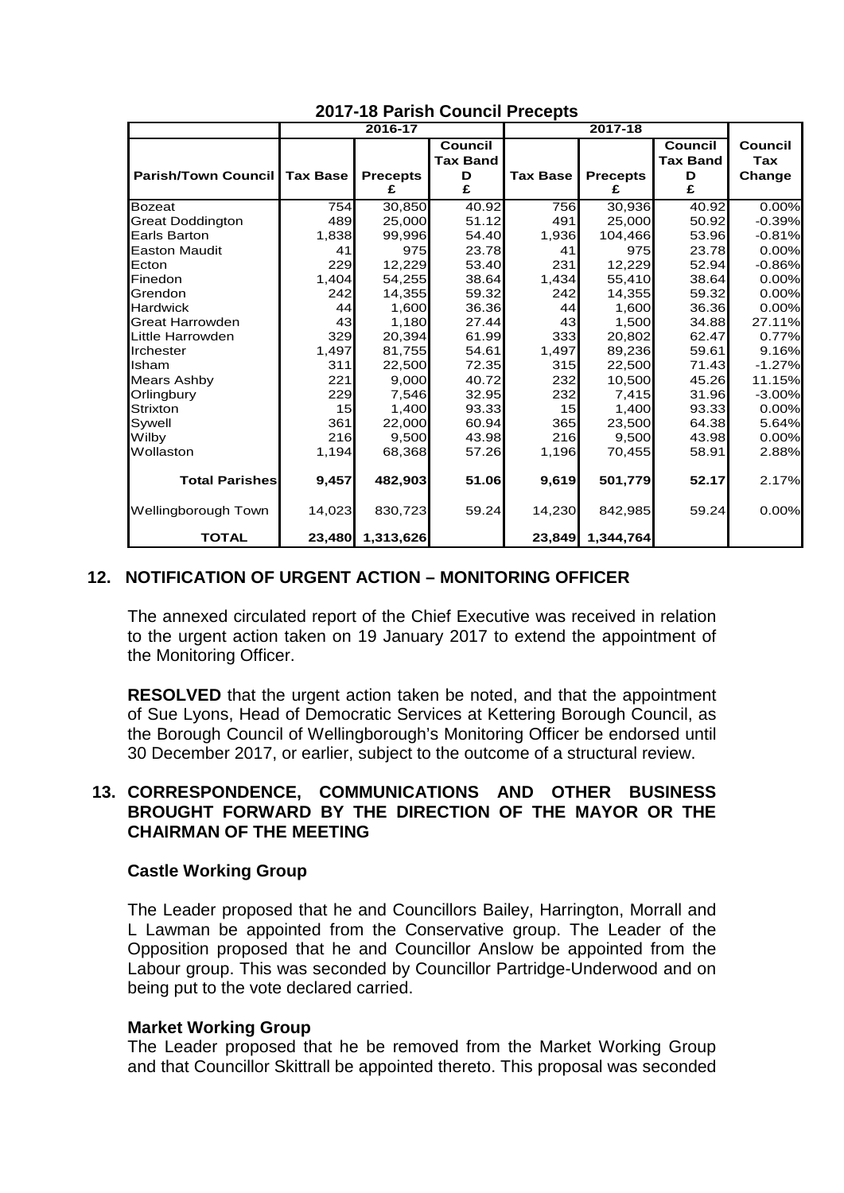**2017-18 Parish Council Precepts**

| | 2016-17 | | | 2017-18 | | | |
|---|---|---|---|---|---|---|---|
| Parish/Town Council | Tax Base | Precepts £ | Council Tax Band D £ | Tax Base | Precepts £ | Council Tax Band D £ | Council Tax Change |
| Bozeat | 754 | 30,850 | 40.92 | 756 | 30,936 | 40.92 | 0.00% |
| Great Doddington | 489 | 25,000 | 51.12 | 491 | 25,000 | 50.92 | -0.39% |
| Earls Barton | 1,838 | 99,996 | 54.40 | 1,936 | 104,466 | 53.96 | -0.81% |
| Easton Maudit | 41 | 975 | 23.78 | 41 | 975 | 23.78 | 0.00% |
| Ecton | 229 | 12,229 | 53.40 | 231 | 12,229 | 52.94 | -0.86% |
| Finedon | 1,404 | 54,255 | 38.64 | 1,434 | 55,410 | 38.64 | 0.00% |
| Grendon | 242 | 14,355 | 59.32 | 242 | 14,355 | 59.32 | 0.00% |
| Hardwick | 44 | 1,600 | 36.36 | 44 | 1,600 | 36.36 | 0.00% |
| Great Harrowden | 43 | 1,180 | 27.44 | 43 | 1,500 | 34.88 | 27.11% |
| Little Harrowden | 329 | 20,394 | 61.99 | 333 | 20,802 | 62.47 | 0.77% |
| Irchester | 1,497 | 81,755 | 54.61 | 1,497 | 89,236 | 59.61 | 9.16% |
| Isham | 311 | 22,500 | 72.35 | 315 | 22,500 | 71.43 | -1.27% |
| Mears Ashby | 221 | 9,000 | 40.72 | 232 | 10,500 | 45.26 | 11.15% |
| Orlingbury | 229 | 7,546 | 32.95 | 232 | 7,415 | 31.96 | -3.00% |
| Strixton | 15 | 1,400 | 93.33 | 15 | 1,400 | 93.33 | 0.00% |
| Sywell | 361 | 22,000 | 60.94 | 365 | 23,500 | 64.38 | 5.64% |
| Wilby | 216 | 9,500 | 43.98 | 216 | 9,500 | 43.98 | 0.00% |
| Wollaston | 1,194 | 68,368 | 57.26 | 1,196 | 70,455 | 58.91 | 2.88% |
| **Total Parishes** | **9,457** | **482,903** | **51.06** | **9,619** | **501,779** | **52.17** | 2.17% |
| Wellingborough Town | 14,023 | 830,723 | 59.24 | 14,230 | 842,985 | 59.24 | 0.00% |
| **TOTAL** | **23,480** | **1,313,626** | | **23,849** | **1,344,764** | | |

## 12. NOTIFICATION OF URGENT ACTION – MONITORING OFFICER

The annexed circulated report of the Chief Executive was received in relation to the urgent action taken on 19 January 2017 to extend the appointment of the Monitoring Officer.

**RESOLVED** that the urgent action taken be noted, and that the appointment of Sue Lyons, Head of Democratic Services at Kettering Borough Council, as the Borough Council of Wellingborough's Monitoring Officer be endorsed until 30 December 2017, or earlier, subject to the outcome of a structural review.

## 13. CORRESPONDENCE, COMMUNICATIONS AND OTHER BUSINESS BROUGHT FORWARD BY THE DIRECTION OF THE MAYOR OR THE CHAIRMAN OF THE MEETING

### Castle Working Group

The Leader proposed that he and Councillors Bailey, Harrington, Morrall and L Lawman be appointed from the Conservative group. The Leader of the Opposition proposed that he and Councillor Anslow be appointed from the Labour group. This was seconded by Councillor Partridge-Underwood and on being put to the vote declared carried.

### Market Working Group

The Leader proposed that he be removed from the Market Working Group and that Councillor Skittrall be appointed thereto. This proposal was seconded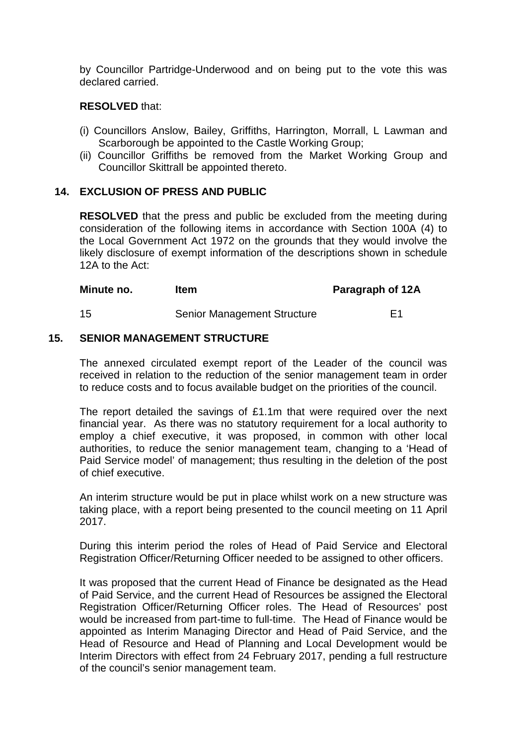by Councillor Partridge-Underwood and on being put to the vote this was declared carried.

**RESOLVED** that:

(i) Councillors Anslow, Bailey, Griffiths, Harrington, Morrall, L Lawman and Scarborough be appointed to the Castle Working Group;
(ii) Councillor Griffiths be removed from the Market Working Group and Councillor Skittrall be appointed thereto.

## 14. EXCLUSION OF PRESS AND PUBLIC

**RESOLVED** that the press and public be excluded from the meeting during consideration of the following items in accordance with Section 100A (4) to the Local Government Act 1972 on the grounds that they would involve the likely disclosure of exempt information of the descriptions shown in schedule 12A to the Act:

| Minute no. | Item | Paragraph of 12A |
|---|---|---|
| 15 | Senior Management Structure | E1 |

## 15. SENIOR MANAGEMENT STRUCTURE

The annexed circulated exempt report of the Leader of the council was received in relation to the reduction of the senior management team in order to reduce costs and to focus available budget on the priorities of the council.

The report detailed the savings of £1.1m that were required over the next financial year. As there was no statutory requirement for a local authority to employ a chief executive, it was proposed, in common with other local authorities, to reduce the senior management team, changing to a 'Head of Paid Service model' of management; thus resulting in the deletion of the post of chief executive.

An interim structure would be put in place whilst work on a new structure was taking place, with a report being presented to the council meeting on 11 April 2017.

During this interim period the roles of Head of Paid Service and Electoral Registration Officer/Returning Officer needed to be assigned to other officers.

It was proposed that the current Head of Finance be designated as the Head of Paid Service, and the current Head of Resources be assigned the Electoral Registration Officer/Returning Officer roles. The Head of Resources' post would be increased from part-time to full-time. The Head of Finance would be appointed as Interim Managing Director and Head of Paid Service, and the Head of Resource and Head of Planning and Local Development would be Interim Directors with effect from 24 February 2017, pending a full restructure of the council's senior management team.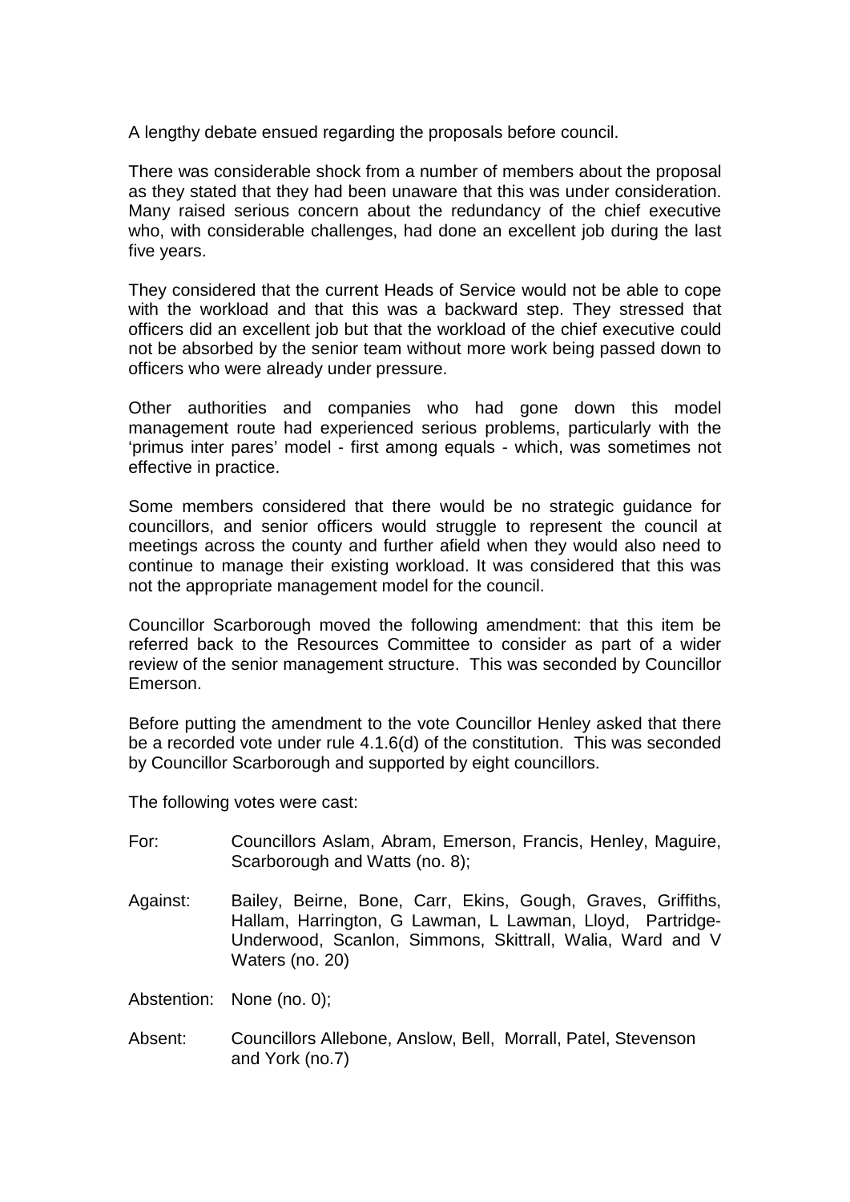A lengthy debate ensued regarding the proposals before council.

There was considerable shock from a number of members about the proposal as they stated that they had been unaware that this was under consideration. Many raised serious concern about the redundancy of the chief executive who, with considerable challenges, had done an excellent job during the last five years.

They considered that the current Heads of Service would not be able to cope with the workload and that this was a backward step. They stressed that officers did an excellent job but that the workload of the chief executive could not be absorbed by the senior team without more work being passed down to officers who were already under pressure.

Other authorities and companies who had gone down this model management route had experienced serious problems, particularly with the 'primus inter pares' model - first among equals - which, was sometimes not effective in practice.

Some members considered that there would be no strategic guidance for councillors, and senior officers would struggle to represent the council at meetings across the county and further afield when they would also need to continue to manage their existing workload. It was considered that this was not the appropriate management model for the council.

Councillor Scarborough moved the following amendment: that this item be referred back to the Resources Committee to consider as part of a wider review of the senior management structure. This was seconded by Councillor Emerson.

Before putting the amendment to the vote Councillor Henley asked that there be a recorded vote under rule 4.1.6(d) of the constitution. This was seconded by Councillor Scarborough and supported by eight councillors.

The following votes were cast:

For: Councillors Aslam, Abram, Emerson, Francis, Henley, Maguire, Scarborough and Watts (no. 8);

Against: Bailey, Beirne, Bone, Carr, Ekins, Gough, Graves, Griffiths, Hallam, Harrington, G Lawman, L Lawman, Lloyd, Partridge-Underwood, Scanlon, Simmons, Skittrall, Walia, Ward and V Waters (no. 20)

Abstention: None (no. 0);

Absent: Councillors Allebone, Anslow, Bell, Morrall, Patel, Stevenson and York (no.7)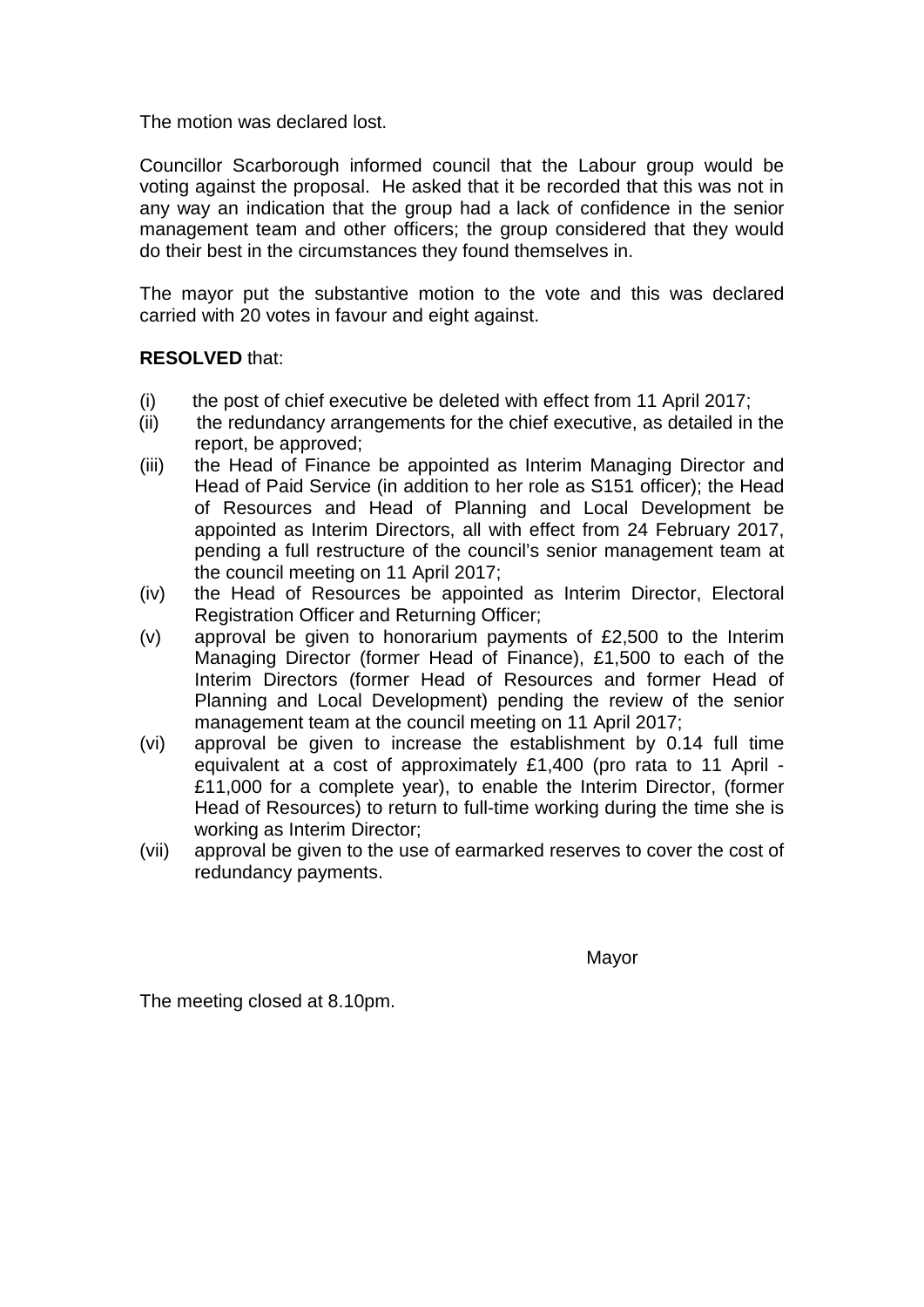The motion was declared lost.

Councillor Scarborough informed council that the Labour group would be voting against the proposal. He asked that it be recorded that this was not in any way an indication that the group had a lack of confidence in the senior management team and other officers; the group considered that they would do their best in the circumstances they found themselves in.

The mayor put the substantive motion to the vote and this was declared carried with 20 votes in favour and eight against.

**RESOLVED** that:

(i) the post of chief executive be deleted with effect from 11 April 2017;

(ii) the redundancy arrangements for the chief executive, as detailed in the report, be approved;

(iii) the Head of Finance be appointed as Interim Managing Director and Head of Paid Service (in addition to her role as S151 officer); the Head of Resources and Head of Planning and Local Development be appointed as Interim Directors, all with effect from 24 February 2017, pending a full restructure of the council's senior management team at the council meeting on 11 April 2017;

(iv) the Head of Resources be appointed as Interim Director, Electoral Registration Officer and Returning Officer;

(v) approval be given to honorarium payments of £2,500 to the Interim Managing Director (former Head of Finance), £1,500 to each of the Interim Directors (former Head of Resources and former Head of Planning and Local Development) pending the review of the senior management team at the council meeting on 11 April 2017;

(vi) approval be given to increase the establishment by 0.14 full time equivalent at a cost of approximately £1,400 (pro rata to 11 April - £11,000 for a complete year), to enable the Interim Director, (former Head of Resources) to return to full-time working during the time she is working as Interim Director;

(vii) approval be given to the use of earmarked reserves to cover the cost of redundancy payments.

Mayor

The meeting closed at 8.10pm.